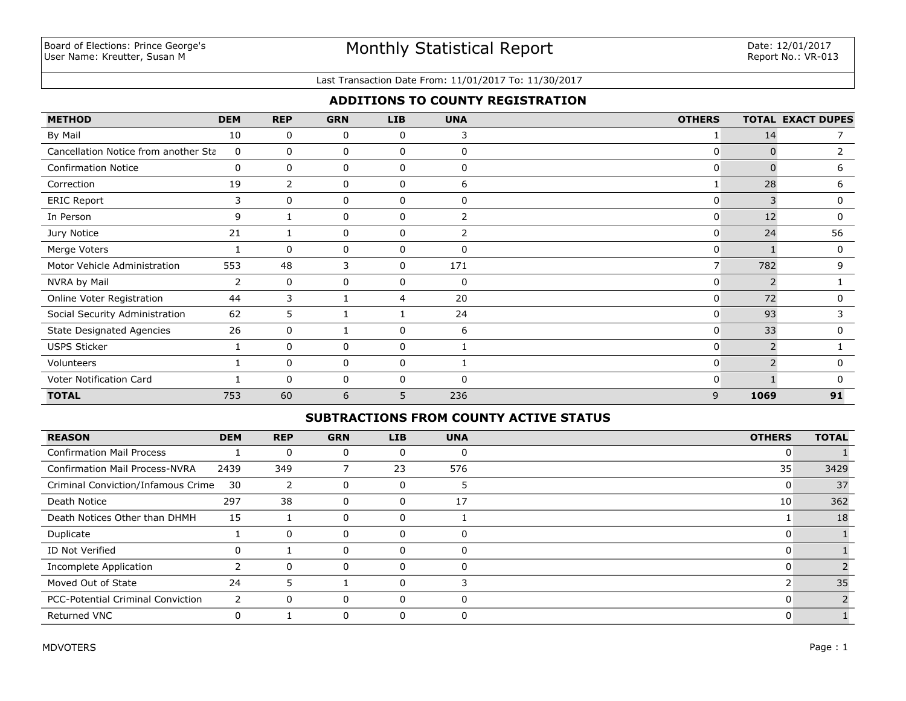Board of Elections: Prince George's
User Name: Kreutter, Susan M

# Monthly Statistical Report

Date: 12/01/2017
Report No.: VR-013

Last Transaction Date From: 11/01/2017 To: 11/30/2017

## ADDITIONS TO COUNTY REGISTRATION

| METHOD | DEM | REP | GRN | LIB | UNA | OTHERS | TOTAL | EXACT DUPES |
|---|---|---|---|---|---|---|---|---|
| By Mail | 10 | 0 | 0 | 0 | 3 | 1 | 14 | 7 |
| Cancellation Notice from another Sta | 0 | 0 | 0 | 0 | 0 | 0 | 0 | 2 |
| Confirmation Notice | 0 | 0 | 0 | 0 | 0 | 0 | 0 | 6 |
| Correction | 19 | 2 | 0 | 0 | 6 | 1 | 28 | 6 |
| ERIC Report | 3 | 0 | 0 | 0 | 0 | 0 | 3 | 0 |
| In Person | 9 | 1 | 0 | 0 | 2 | 0 | 12 | 0 |
| Jury Notice | 21 | 1 | 0 | 0 | 2 | 0 | 24 | 56 |
| Merge Voters | 1 | 0 | 0 | 0 | 0 | 0 | 1 | 0 |
| Motor Vehicle Administration | 553 | 48 | 3 | 0 | 171 | 7 | 782 | 9 |
| NVRA by Mail | 2 | 0 | 0 | 0 | 0 | 0 | 2 | 1 |
| Online Voter Registration | 44 | 3 | 1 | 4 | 20 | 0 | 72 | 0 |
| Social Security Administration | 62 | 5 | 1 | 1 | 24 | 0 | 93 | 3 |
| State Designated Agencies | 26 | 0 | 1 | 0 | 6 | 0 | 33 | 0 |
| USPS Sticker | 1 | 0 | 0 | 0 | 1 | 0 | 2 | 1 |
| Volunteers | 1 | 0 | 0 | 0 | 1 | 0 | 2 | 0 |
| Voter Notification Card | 1 | 0 | 0 | 0 | 0 | 0 | 1 | 0 |
| **TOTAL** | 753 | 60 | 6 | 5 | 236 | 9 | **1069** | **91** |

## SUBTRACTIONS FROM COUNTY ACTIVE STATUS

| REASON | DEM | REP | GRN | LIB | UNA | OTHERS | TOTAL |
|---|---|---|---|---|---|---|---|
| Confirmation Mail Process | 1 | 0 | 0 | 0 | 0 | 0 | 1 |
| Confirmation Mail Process-NVRA | 2439 | 349 | 7 | 23 | 576 | 35 | 3429 |
| Criminal Conviction/Infamous Crime | 30 | 2 | 0 | 0 | 5 | 0 | 37 |
| Death Notice | 297 | 38 | 0 | 0 | 17 | 10 | 362 |
| Death Notices Other than DHMH | 15 | 1 | 0 | 0 | 1 | 1 | 18 |
| Duplicate | 1 | 0 | 0 | 0 | 0 | 0 | 1 |
| ID Not Verified | 0 | 1 | 0 | 0 | 0 | 0 | 1 |
| Incomplete Application | 2 | 0 | 0 | 0 | 0 | 0 | 2 |
| Moved Out of State | 24 | 5 | 1 | 0 | 3 | 2 | 35 |
| PCC-Potential Criminal Conviction | 2 | 0 | 0 | 0 | 0 | 0 | 2 |
| Returned VNC | 0 | 1 | 0 | 0 | 0 | 0 | 1 |

MDVOTERS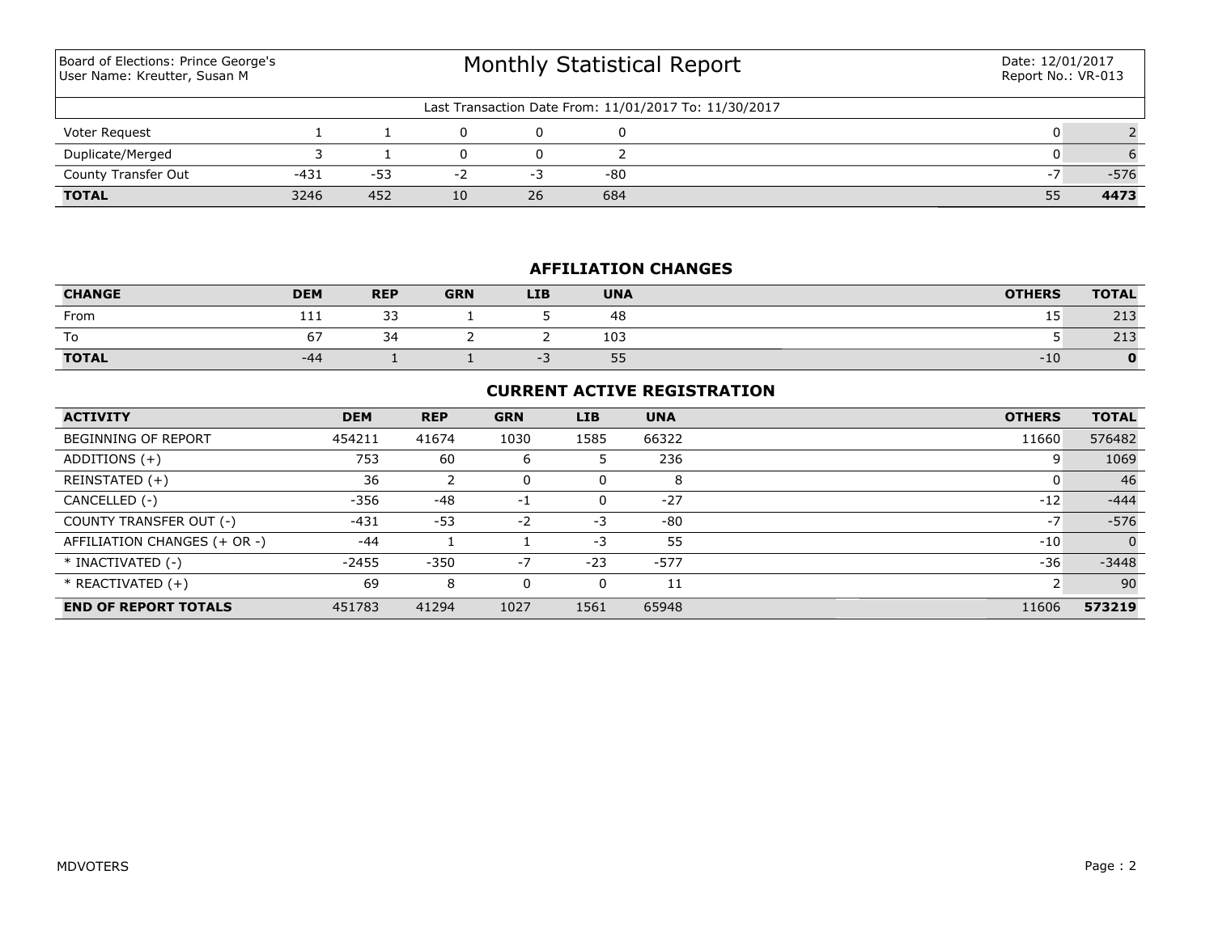Board of Elections: Prince George's
User Name: Kreutter, Susan M

# Monthly Statistical Report

Date: 12/01/2017
Report No.: VR-013

Last Transaction Date From: 11/01/2017 To: 11/30/2017

| | | | | | | | |
|---|---|---|---|---|---|---|---|
| Voter Request | 1 | 1 | 0 | 0 | 0 | 0 | 2 |
| Duplicate/Merged | 3 | 1 | 0 | 0 | 2 | 0 | 6 |
| County Transfer Out | -431 | -53 | -2 | -3 | -80 | -7 | -576 |
| **TOTAL** | 3246 | 452 | 10 | 26 | 684 | 55 | **4473** |

## AFFILIATION CHANGES

| CHANGE | DEM | REP | GRN | LIB | UNA | OTHERS | TOTAL |
|---|---|---|---|---|---|---|---|
| From | 111 | 33 | 1 | 5 | 48 | 15 | 213 |
| To | 67 | 34 | 2 | 2 | 103 | 5 | 213 |
| **TOTAL** | -44 | 1 | 1 | -3 | 55 | -10 | **0** |

## CURRENT ACTIVE REGISTRATION

| ACTIVITY | DEM | REP | GRN | LIB | UNA | OTHERS | TOTAL |
|---|---|---|---|---|---|---|---|
| BEGINNING OF REPORT | 454211 | 41674 | 1030 | 1585 | 66322 | 11660 | 576482 |
| ADDITIONS (+) | 753 | 60 | 6 | 5 | 236 | 9 | 1069 |
| REINSTATED (+) | 36 | 2 | 0 | 0 | 8 | 0 | 46 |
| CANCELLED (-) | -356 | -48 | -1 | 0 | -27 | -12 | -444 |
| COUNTY TRANSFER OUT (-) | -431 | -53 | -2 | -3 | -80 | -7 | -576 |
| AFFILIATION CHANGES (+ OR -) | -44 | 1 | 1 | -3 | 55 | -10 | 0 |
| * INACTIVATED (-) | -2455 | -350 | -7 | -23 | -577 | -36 | -3448 |
| * REACTIVATED (+) | 69 | 8 | 0 | 0 | 11 | 2 | 90 |
| **END OF REPORT TOTALS** | 451783 | 41294 | 1027 | 1561 | 65948 | 11606 | **573219** |

MDVOTERS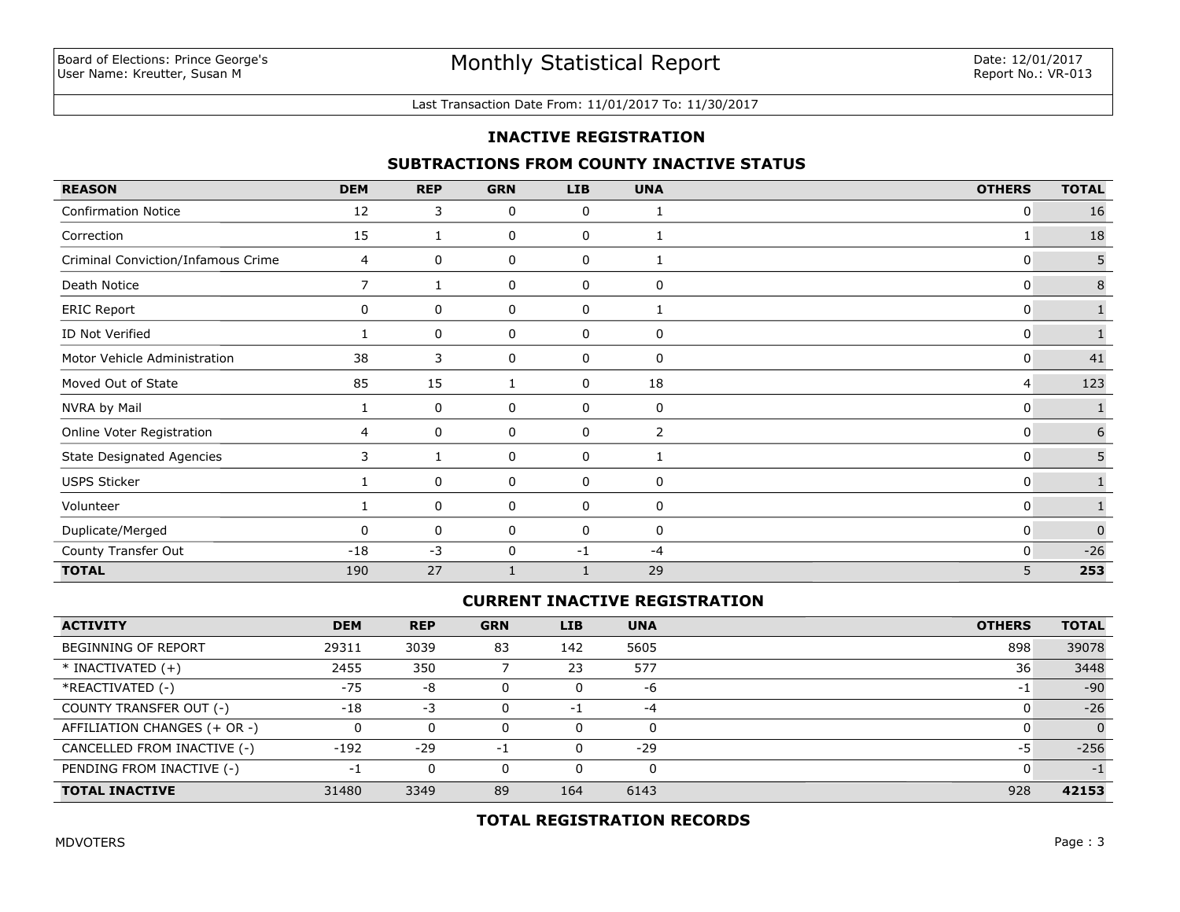Board of Elections: Prince George's
User Name: Kreutter, Susan M

# Monthly Statistical Report

Date: 12/01/2017
Report No.: VR-013

Last Transaction Date From: 11/01/2017 To: 11/30/2017

## INACTIVE REGISTRATION

### SUBTRACTIONS FROM COUNTY INACTIVE STATUS

| REASON | DEM | REP | GRN | LIB | UNA | OTHERS | TOTAL |
|---|---|---|---|---|---|---|---|
| Confirmation Notice | 12 | 3 | 0 | 0 | 1 | 0 | 16 |
| Correction | 15 | 1 | 0 | 0 | 1 | 1 | 18 |
| Criminal Conviction/Infamous Crime | 4 | 0 | 0 | 0 | 1 | 0 | 5 |
| Death Notice | 7 | 1 | 0 | 0 | 0 | 0 | 8 |
| ERIC Report | 0 | 0 | 0 | 0 | 1 | 0 | 1 |
| ID Not Verified | 1 | 0 | 0 | 0 | 0 | 0 | 1 |
| Motor Vehicle Administration | 38 | 3 | 0 | 0 | 0 | 0 | 41 |
| Moved Out of State | 85 | 15 | 1 | 0 | 18 | 4 | 123 |
| NVRA by Mail | 1 | 0 | 0 | 0 | 0 | 0 | 1 |
| Online Voter Registration | 4 | 0 | 0 | 0 | 2 | 0 | 6 |
| State Designated Agencies | 3 | 1 | 0 | 0 | 1 | 0 | 5 |
| USPS Sticker | 1 | 0 | 0 | 0 | 0 | 0 | 1 |
| Volunteer | 1 | 0 | 0 | 0 | 0 | 0 | 1 |
| Duplicate/Merged | 0 | 0 | 0 | 0 | 0 | 0 | 0 |
| County Transfer Out | -18 | -3 | 0 | -1 | -4 | 0 | -26 |
| **TOTAL** | 190 | 27 | 1 | 1 | 29 | 5 | **253** |

### CURRENT INACTIVE REGISTRATION

| ACTIVITY | DEM | REP | GRN | LIB | UNA | OTHERS | TOTAL |
|---|---|---|---|---|---|---|---|
| BEGINNING OF REPORT | 29311 | 3039 | 83 | 142 | 5605 | 898 | 39078 |
| * INACTIVATED (+) | 2455 | 350 | 7 | 23 | 577 | 36 | 3448 |
| *REACTIVATED (-) | -75 | -8 | 0 | 0 | -6 | -1 | -90 |
| COUNTY TRANSFER OUT (-) | -18 | -3 | 0 | -1 | -4 | 0 | -26 |
| AFFILIATION CHANGES (+ OR -) | 0 | 0 | 0 | 0 | 0 | 0 | 0 |
| CANCELLED FROM INACTIVE (-) | -192 | -29 | -1 | 0 | -29 | -5 | -256 |
| PENDING FROM INACTIVE (-) | -1 | 0 | 0 | 0 | 0 | 0 | -1 |
| **TOTAL INACTIVE** | 31480 | 3349 | 89 | 164 | 6143 | 928 | **42153** |

### TOTAL REGISTRATION RECORDS

MDVOTERS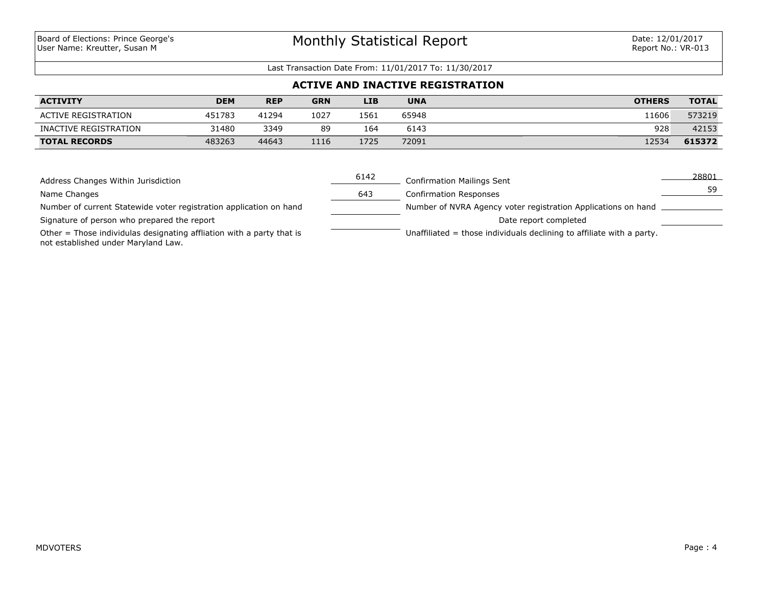Board of Elections: Prince George's
User Name: Kreutter, Susan M

# Monthly Statistical Report

Date: 12/01/2017
Report No.: VR-013

Last Transaction Date From: 11/01/2017 To: 11/30/2017

## ACTIVE AND INACTIVE REGISTRATION

| ACTIVITY | DEM | REP | GRN | LIB | UNA | OTHERS | TOTAL |
|---|---|---|---|---|---|---|---|
| ACTIVE REGISTRATION | 451783 | 41294 | 1027 | 1561 | 65948 | 11606 | 573219 |
| INACTIVE REGISTRATION | 31480 | 3349 | 89 | 164 | 6143 | 928 | 42153 |
| **TOTAL RECORDS** | 483263 | 44643 | 1116 | 1725 | 72091 | 12534 | **615372** |

| | | | |
|---|---|---|---|
| Address Changes Within Jurisdiction | 6142 | Confirmation Mailings Sent | 28801 |
| Name Changes | 643 | Confirmation Responses | 59 |
| Number of current Statewide voter registration application on hand | | Number of NVRA Agency voter registration Applications on hand | |
| Signature of person who prepared the report | | Date report completed | |
| Other = Those individulas designating affliation with a party that is not established under Maryland Law. | | Unaffiliated = those individuals declining to affiliate with a party. | |

MDVOTERS